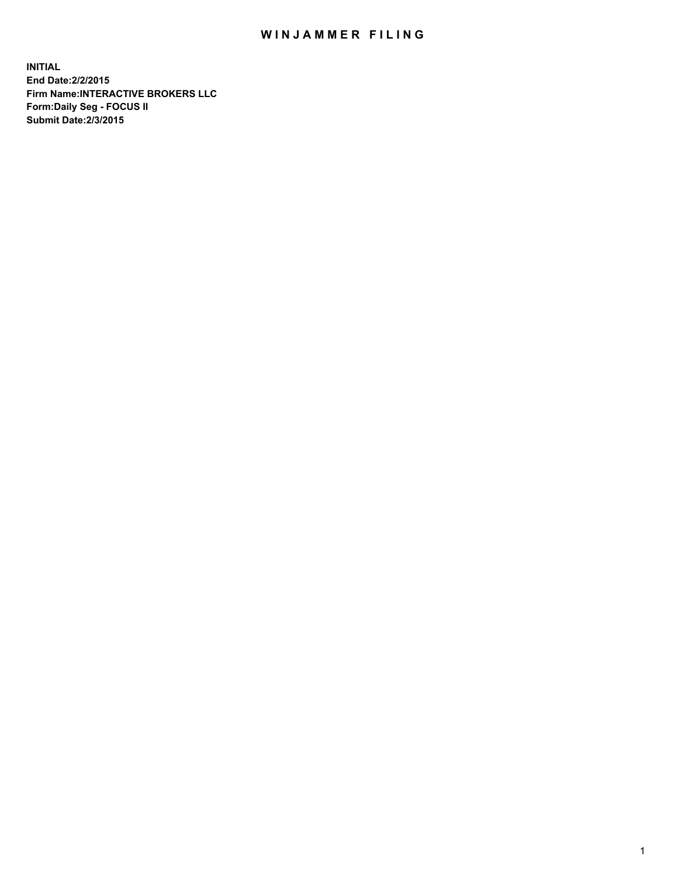# WINJAMMER FILING

**INITIAL**
**End Date:2/2/2015**
**Firm Name:INTERACTIVE BROKERS LLC**
**Form:Daily Seg - FOCUS II**
**Submit Date:2/3/2015**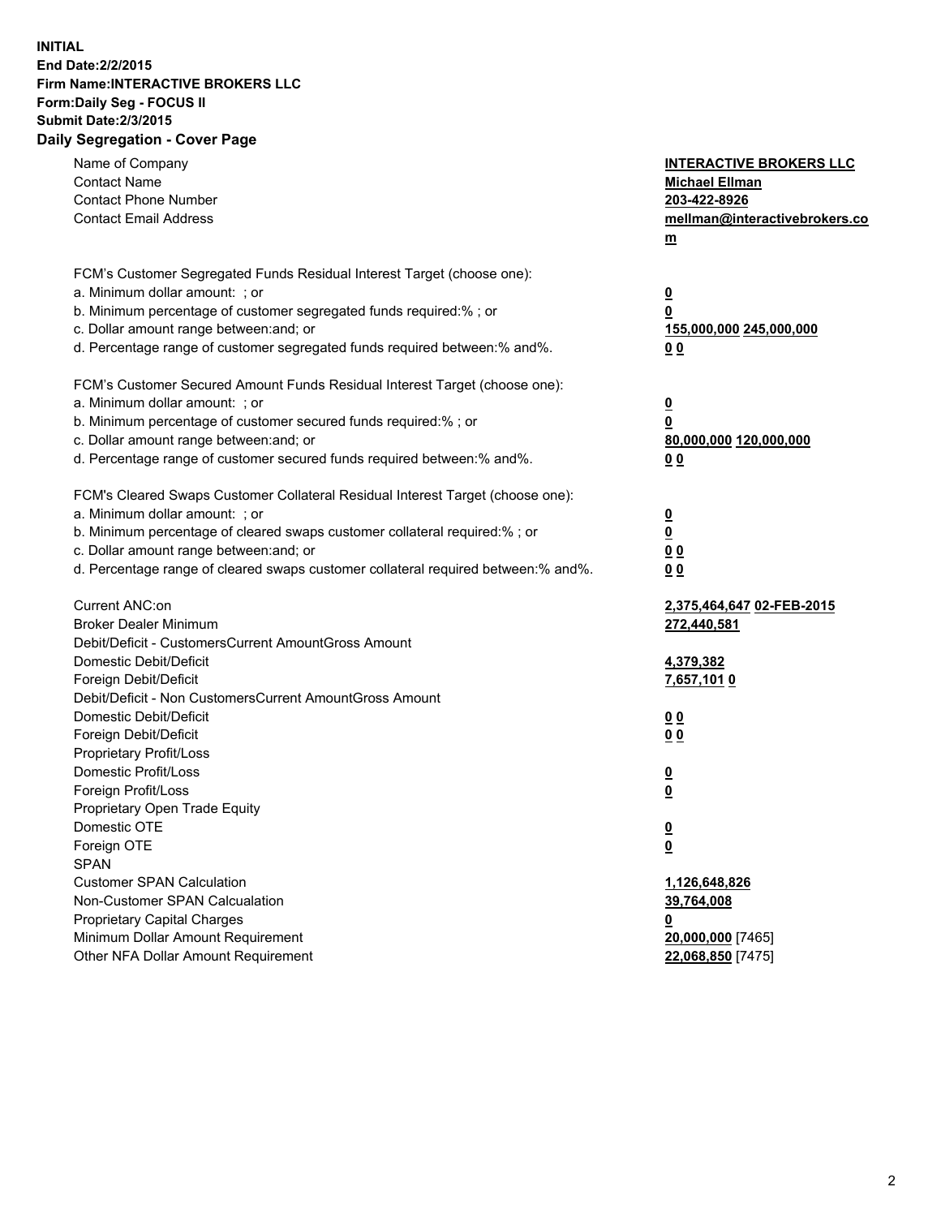**INITIAL**
**End Date:2/2/2015**
**Firm Name:INTERACTIVE BROKERS LLC**
**Form:Daily Seg - FOCUS II**
**Submit Date:2/3/2015**
**Daily Segregation - Cover Page**

| | |
|---|---|
| Name of Company | **INTERACTIVE BROKERS LLC** |
| Contact Name | **Michael Ellman** |
| Contact Phone Number | **203-422-8926** |
| Contact Email Address | **mellman@interactivebrokers.com** |
| FCM's Customer Segregated Funds Residual Interest Target (choose one): | |
| a. Minimum dollar amount: ; or | **0** |
| b. Minimum percentage of customer segregated funds required:% ; or | **0** |
| c. Dollar amount range between:and; or | **155,000,000 245,000,000** |
| d. Percentage range of customer segregated funds required between:% and%. | **0 0** |
| FCM's Customer Secured Amount Funds Residual Interest Target (choose one): | |
| a. Minimum dollar amount: ; or | **0** |
| b. Minimum percentage of customer secured funds required:% ; or | **0** |
| c. Dollar amount range between:and; or | **80,000,000 120,000,000** |
| d. Percentage range of customer secured funds required between:% and%. | **0 0** |
| FCM's Cleared Swaps Customer Collateral Residual Interest Target (choose one): | |
| a. Minimum dollar amount: ; or | **0** |
| b. Minimum percentage of cleared swaps customer collateral required:% ; or | **0** |
| c. Dollar amount range between:and; or | **0 0** |
| d. Percentage range of cleared swaps customer collateral required between:% and%. | **0 0** |
| Current ANC:on | **2,375,464,647 02-FEB-2015** |
| Broker Dealer Minimum | **272,440,581** |
| Debit/Deficit - CustomersCurrent AmountGross Amount | |
| Domestic Debit/Deficit | **4,379,382** |
| Foreign Debit/Deficit | **7,657,101 0** |
| Debit/Deficit - Non CustomersCurrent AmountGross Amount | |
| Domestic Debit/Deficit | **0 0** |
| Foreign Debit/Deficit | **0 0** |
| Proprietary Profit/Loss | |
| Domestic Profit/Loss | **0** |
| Foreign Profit/Loss | **0** |
| Proprietary Open Trade Equity | |
| Domestic OTE | **0** |
| Foreign OTE | **0** |
| SPAN | |
| Customer SPAN Calculation | **1,126,648,826** |
| Non-Customer SPAN Calcualation | **39,764,008** |
| Proprietary Capital Charges | **0** |
| Minimum Dollar Amount Requirement | **20,000,000** [7465] |
| Other NFA Dollar Amount Requirement | **22,068,850** [7475] |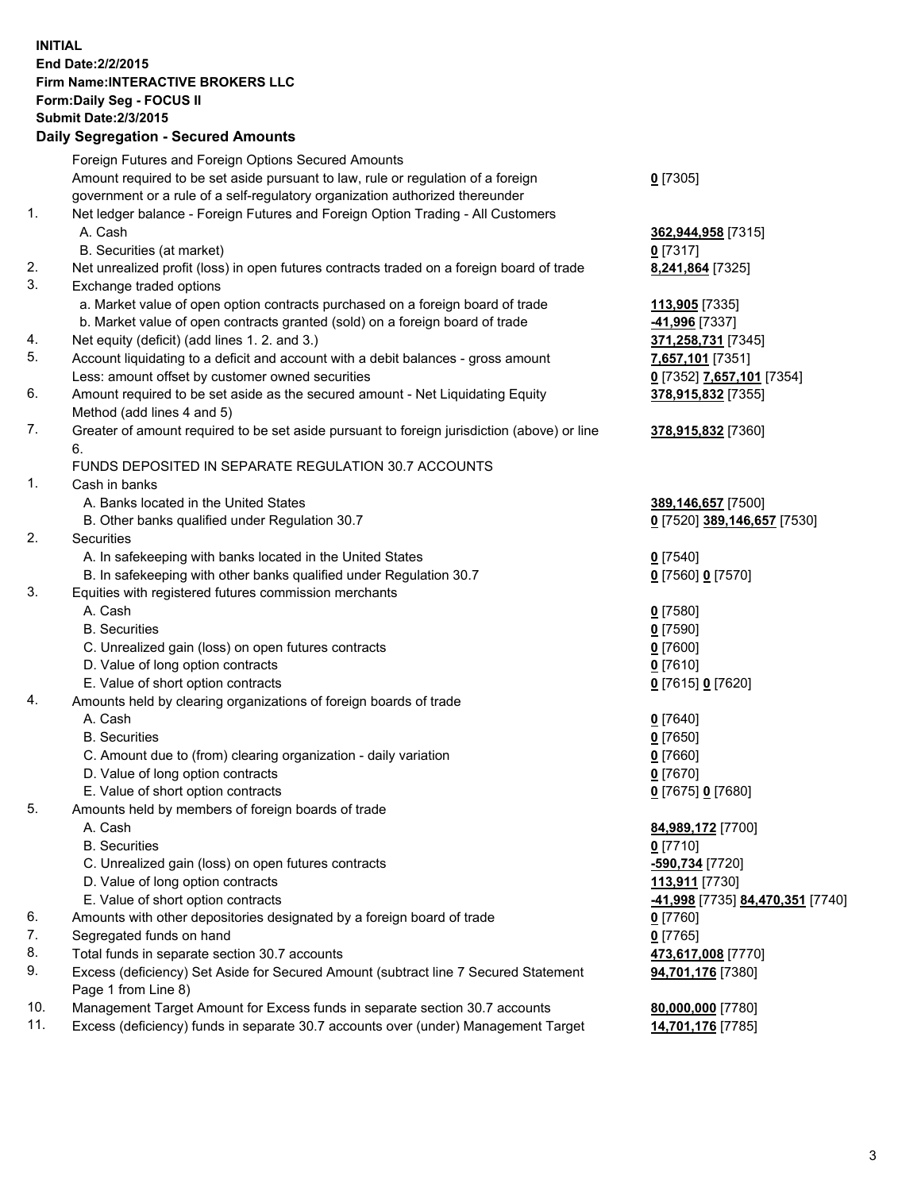**INITIAL**
**End Date:2/2/2015**
**Firm Name:INTERACTIVE BROKERS LLC**
**Form:Daily Seg - FOCUS II**
**Submit Date:2/3/2015**

## Daily Segregation - Secured Amounts

| | | |
|---|---|---|
| | Foreign Futures and Foreign Options Secured Amounts | |
| | Amount required to be set aside pursuant to law, rule or regulation of a foreign government or a rule of a self-regulatory organization authorized thereunder | **0** [7305] |
| 1. | Net ledger balance - Foreign Futures and Foreign Option Trading - All Customers | |
| | A. Cash | **362,944,958** [7315] |
| | B. Securities (at market) | **0** [7317] |
| 2. | Net unrealized profit (loss) in open futures contracts traded on a foreign board of trade | **8,241,864** [7325] |
| 3. | Exchange traded options | |
| | a. Market value of open option contracts purchased on a foreign board of trade | **113,905** [7335] |
| | b. Market value of open contracts granted (sold) on a foreign board of trade | **-41,996** [7337] |
| 4. | Net equity (deficit) (add lines 1. 2. and 3.) | **371,258,731** [7345] |
| 5. | Account liquidating to a deficit and account with a debit balances - gross amount | **7,657,101** [7351] |
| | Less: amount offset by customer owned securities | **0** [7352] **7,657,101** [7354] |
| 6. | Amount required to be set aside as the secured amount - Net Liquidating Equity Method (add lines 4 and 5) | **378,915,832** [7355] |
| 7. | Greater of amount required to be set aside pursuant to foreign jurisdiction (above) or line 6. | **378,915,832** [7360] |
| | FUNDS DEPOSITED IN SEPARATE REGULATION 30.7 ACCOUNTS | |
| 1. | Cash in banks | |
| | A. Banks located in the United States | **389,146,657** [7500] |
| | B. Other banks qualified under Regulation 30.7 | **0** [7520] **389,146,657** [7530] |
| 2. | Securities | |
| | A. In safekeeping with banks located in the United States | **0** [7540] |
| | B. In safekeeping with other banks qualified under Regulation 30.7 | **0** [7560] **0** [7570] |
| 3. | Equities with registered futures commission merchants | |
| | A. Cash | **0** [7580] |
| | B. Securities | **0** [7590] |
| | C. Unrealized gain (loss) on open futures contracts | **0** [7600] |
| | D. Value of long option contracts | **0** [7610] |
| | E. Value of short option contracts | **0** [7615] **0** [7620] |
| 4. | Amounts held by clearing organizations of foreign boards of trade | |
| | A. Cash | **0** [7640] |
| | B. Securities | **0** [7650] |
| | C. Amount due to (from) clearing organization - daily variation | **0** [7660] |
| | D. Value of long option contracts | **0** [7670] |
| | E. Value of short option contracts | **0** [7675] **0** [7680] |
| 5. | Amounts held by members of foreign boards of trade | |
| | A. Cash | **84,989,172** [7700] |
| | B. Securities | **0** [7710] |
| | C. Unrealized gain (loss) on open futures contracts | **-590,734** [7720] |
| | D. Value of long option contracts | **113,911** [7730] |
| | E. Value of short option contracts | **-41,998** [7735] **84,470,351** [7740] |
| 6. | Amounts with other depositories designated by a foreign board of trade | **0** [7760] |
| 7. | Segregated funds on hand | **0** [7765] |
| 8. | Total funds in separate section 30.7 accounts | **473,617,008** [7770] |
| 9. | Excess (deficiency) Set Aside for Secured Amount (subtract line 7 Secured Statement Page 1 from Line 8) | **94,701,176** [7380] |
| 10. | Management Target Amount for Excess funds in separate section 30.7 accounts | **80,000,000** [7780] |
| 11. | Excess (deficiency) funds in separate 30.7 accounts over (under) Management Target | **14,701,176** [7785] |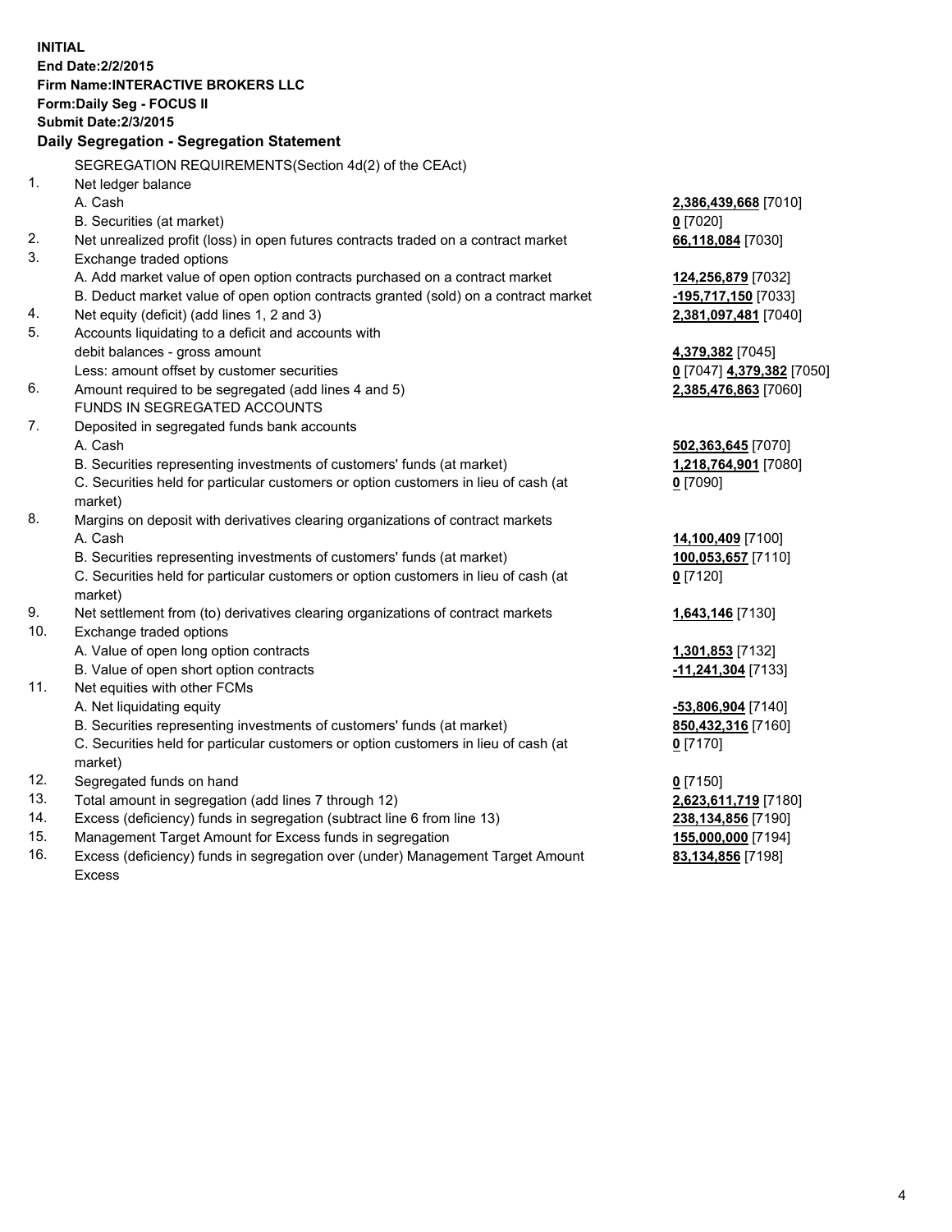**INITIAL**
**End Date:2/2/2015**
**Firm Name:INTERACTIVE BROKERS LLC**
**Form:Daily Seg - FOCUS II**
**Submit Date:2/3/2015**

**Daily Segregation - Segregation Statement**

SEGREGATION REQUIREMENTS(Section 4d(2) of the CEAct)

| | | |
|---|---|---|
| 1. | Net ledger balance | |
| | A. Cash | **2,386,439,668** [7010] |
| | B. Securities (at market) | **0** [7020] |
| 2. | Net unrealized profit (loss) in open futures contracts traded on a contract market | **66,118,084** [7030] |
| 3. | Exchange traded options | |
| | A. Add market value of open option contracts purchased on a contract market | **124,256,879** [7032] |
| | B. Deduct market value of open option contracts granted (sold) on a contract market | **-195,717,150** [7033] |
| 4. | Net equity (deficit) (add lines 1, 2 and 3) | **2,381,097,481** [7040] |
| 5. | Accounts liquidating to a deficit and accounts with debit balances - gross amount | **4,379,382** [7045] |
| | Less: amount offset by customer securities | **0** [7047] **4,379,382** [7050] |
| 6. | Amount required to be segregated (add lines 4 and 5) | **2,385,476,863** [7060] |
| | FUNDS IN SEGREGATED ACCOUNTS | |
| 7. | Deposited in segregated funds bank accounts | |
| | A. Cash | **502,363,645** [7070] |
| | B. Securities representing investments of customers' funds (at market) | **1,218,764,901** [7080] |
| | C. Securities held for particular customers or option customers in lieu of cash (at market) | **0** [7090] |
| 8. | Margins on deposit with derivatives clearing organizations of contract markets | |
| | A. Cash | **14,100,409** [7100] |
| | B. Securities representing investments of customers' funds (at market) | **100,053,657** [7110] |
| | C. Securities held for particular customers or option customers in lieu of cash (at market) | **0** [7120] |
| 9. | Net settlement from (to) derivatives clearing organizations of contract markets | **1,643,146** [7130] |
| 10. | Exchange traded options | |
| | A. Value of open long option contracts | **1,301,853** [7132] |
| | B. Value of open short option contracts | **-11,241,304** [7133] |
| 11. | Net equities with other FCMs | |
| | A. Net liquidating equity | **-53,806,904** [7140] |
| | B. Securities representing investments of customers' funds (at market) | **850,432,316** [7160] |
| | C. Securities held for particular customers or option customers in lieu of cash (at market) | **0** [7170] |
| 12. | Segregated funds on hand | **0** [7150] |
| 13. | Total amount in segregation (add lines 7 through 12) | **2,623,611,719** [7180] |
| 14. | Excess (deficiency) funds in segregation (subtract line 6 from line 13) | **238,134,856** [7190] |
| 15. | Management Target Amount for Excess funds in segregation | **155,000,000** [7194] |
| 16. | Excess (deficiency) funds in segregation over (under) Management Target Amount Excess | **83,134,856** [7198] |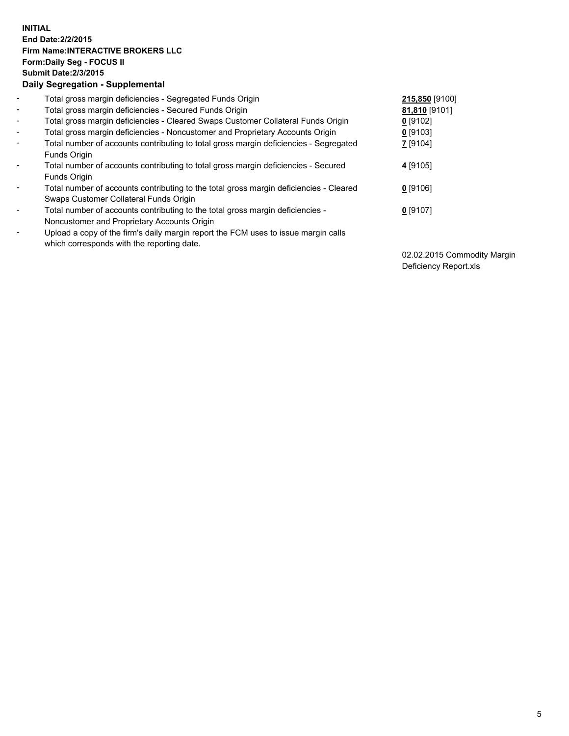**INITIAL**
**End Date:2/2/2015**
**Firm Name:INTERACTIVE BROKERS LLC**
**Form:Daily Seg - FOCUS II**
**Submit Date:2/3/2015**

## Daily Segregation - Supplemental

| | | |
|---|---|---|
| - | Total gross margin deficiencies - Segregated Funds Origin | **215,850** [9100] |
| - | Total gross margin deficiencies - Secured Funds Origin | **81,810** [9101] |
| - | Total gross margin deficiencies - Cleared Swaps Customer Collateral Funds Origin | **0** [9102] |
| - | Total gross margin deficiencies - Noncustomer and Proprietary Accounts Origin | **0** [9103] |
| - | Total number of accounts contributing to total gross margin deficiencies - Segregated Funds Origin | **7** [9104] |
| - | Total number of accounts contributing to total gross margin deficiencies - Secured Funds Origin | **4** [9105] |
| - | Total number of accounts contributing to the total gross margin deficiencies - Cleared Swaps Customer Collateral Funds Origin | **0** [9106] |
| - | Total number of accounts contributing to the total gross margin deficiencies - Noncustomer and Proprietary Accounts Origin | **0** [9107] |
| - | Upload a copy of the firm's daily margin report the FCM uses to issue margin calls which corresponds with the reporting date. | 02.02.2015 Commodity Margin Deficiency Report.xls |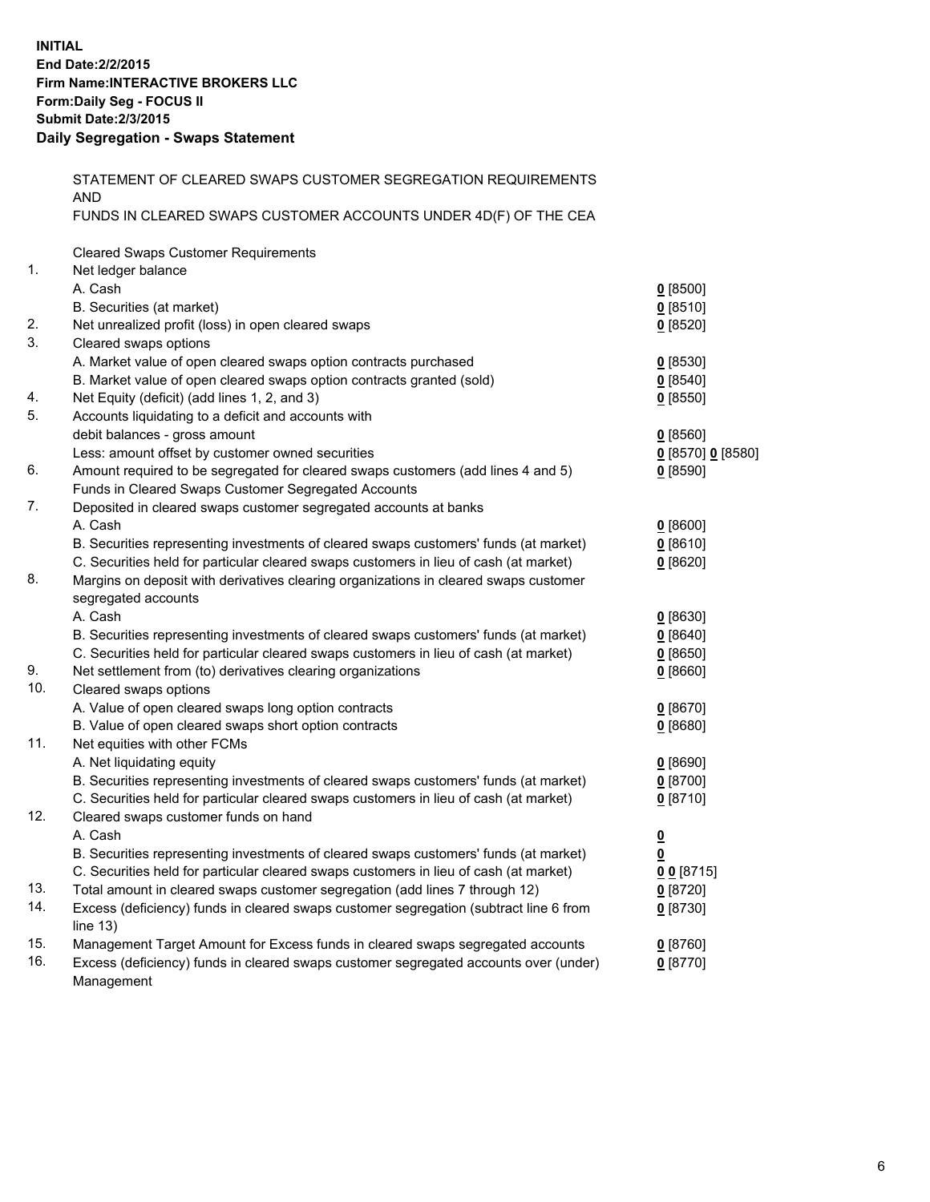**INITIAL**
**End Date:2/2/2015**
**Firm Name:INTERACTIVE BROKERS LLC**
**Form:Daily Seg - FOCUS II**
**Submit Date:2/3/2015**
**Daily Segregation - Swaps Statement**

STATEMENT OF CLEARED SWAPS CUSTOMER SEGREGATION REQUIREMENTS AND FUNDS IN CLEARED SWAPS CUSTOMER ACCOUNTS UNDER 4D(F) OF THE CEA

| | | |
|---|---|---|
| | Cleared Swaps Customer Requirements | |
| 1. | Net ledger balance | |
| | A. Cash | 0 [8500] |
| | B. Securities (at market) | 0 [8510] |
| 2. | Net unrealized profit (loss) in open cleared swaps | 0 [8520] |
| 3. | Cleared swaps options | |
| | A. Market value of open cleared swaps option contracts purchased | 0 [8530] |
| | B. Market value of open cleared swaps option contracts granted (sold) | 0 [8540] |
| 4. | Net Equity (deficit) (add lines 1, 2, and 3) | 0 [8550] |
| 5. | Accounts liquidating to a deficit and accounts with debit balances - gross amount | 0 [8560] |
| | Less: amount offset by customer owned securities | 0 [8570] 0 [8580] |
| 6. | Amount required to be segregated for cleared swaps customers (add lines 4 and 5) | 0 [8590] |
| | Funds in Cleared Swaps Customer Segregated Accounts | |
| 7. | Deposited in cleared swaps customer segregated accounts at banks | |
| | A. Cash | 0 [8600] |
| | B. Securities representing investments of cleared swaps customers' funds (at market) | 0 [8610] |
| | C. Securities held for particular cleared swaps customers in lieu of cash (at market) | 0 [8620] |
| 8. | Margins on deposit with derivatives clearing organizations in cleared swaps customer segregated accounts | |
| | A. Cash | 0 [8630] |
| | B. Securities representing investments of cleared swaps customers' funds (at market) | 0 [8640] |
| | C. Securities held for particular cleared swaps customers in lieu of cash (at market) | 0 [8650] |
| 9. | Net settlement from (to) derivatives clearing organizations | 0 [8660] |
| 10. | Cleared swaps options | |
| | A. Value of open cleared swaps long option contracts | 0 [8670] |
| | B. Value of open cleared swaps short option contracts | 0 [8680] |
| 11. | Net equities with other FCMs | |
| | A. Net liquidating equity | 0 [8690] |
| | B. Securities representing investments of cleared swaps customers' funds (at market) | 0 [8700] |
| | C. Securities held for particular cleared swaps customers in lieu of cash (at market) | 0 [8710] |
| 12. | Cleared swaps customer funds on hand | |
| | A. Cash | 0 |
| | B. Securities representing investments of cleared swaps customers' funds (at market) | 0 |
| | C. Securities held for particular cleared swaps customers in lieu of cash (at market) | 0 0 [8715] |
| 13. | Total amount in cleared swaps customer segregation (add lines 7 through 12) | 0 [8720] |
| 14. | Excess (deficiency) funds in cleared swaps customer segregation (subtract line 6 from line 13) | 0 [8730] |
| 15. | Management Target Amount for Excess funds in cleared swaps segregated accounts | 0 [8760] |
| 16. | Excess (deficiency) funds in cleared swaps customer segregated accounts over (under) Management | 0 [8770] |